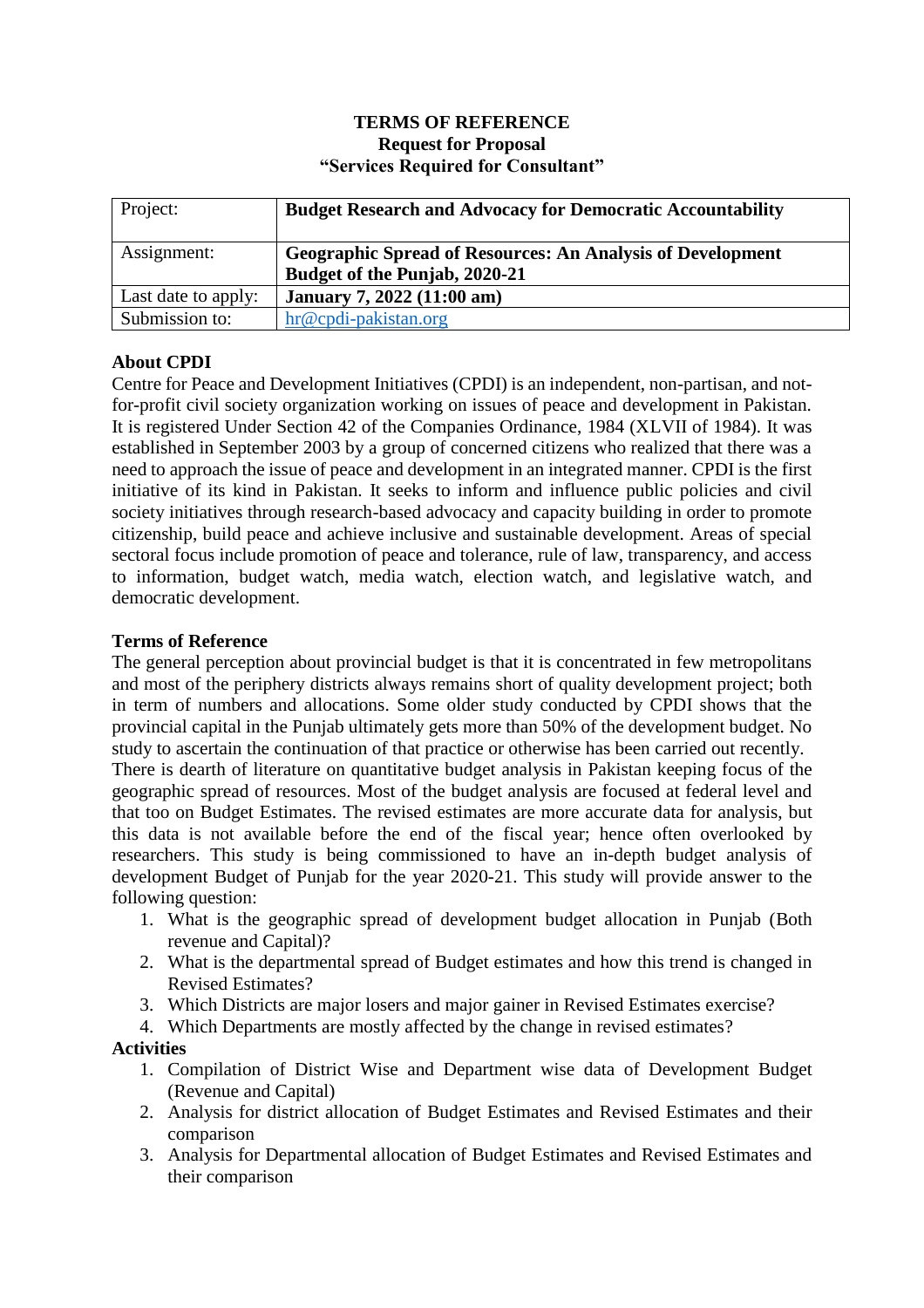**TERMS OF REFERENCE**
**Request for Proposal**
**"Services Required for Consultant"**

| Project: | **Budget Research and Advocacy for Democratic Accountability** |
|---|---|
| Assignment: | **Geographic Spread of Resources: An Analysis of Development Budget of the Punjab, 2020-21** |
| Last date to apply: | **January 7, 2022 (11:00 am)** |
| Submission to: | hr@cpdi-pakistan.org |

**About CPDI**

Centre for Peace and Development Initiatives (CPDI) is an independent, non-partisan, and not-for-profit civil society organization working on issues of peace and development in Pakistan. It is registered Under Section 42 of the Companies Ordinance, 1984 (XLVII of 1984). It was established in September 2003 by a group of concerned citizens who realized that there was a need to approach the issue of peace and development in an integrated manner. CPDI is the first initiative of its kind in Pakistan. It seeks to inform and influence public policies and civil society initiatives through research-based advocacy and capacity building in order to promote citizenship, build peace and achieve inclusive and sustainable development. Areas of special sectoral focus include promotion of peace and tolerance, rule of law, transparency, and access to information, budget watch, media watch, election watch, and legislative watch, and democratic development.

**Terms of Reference**

The general perception about provincial budget is that it is concentrated in few metropolitans and most of the periphery districts always remains short of quality development project; both in term of numbers and allocations. Some older study conducted by CPDI shows that the provincial capital in the Punjab ultimately gets more than 50% of the development budget. No study to ascertain the continuation of that practice or otherwise has been carried out recently.

There is dearth of literature on quantitative budget analysis in Pakistan keeping focus of the geographic spread of resources. Most of the budget analysis are focused at federal level and that too on Budget Estimates. The revised estimates are more accurate data for analysis, but this data is not available before the end of the fiscal year; hence often overlooked by researchers. This study is being commissioned to have an in-depth budget analysis of development Budget of Punjab for the year 2020-21. This study will provide answer to the following question:

1. What is the geographic spread of development budget allocation in Punjab (Both revenue and Capital)?
2. What is the departmental spread of Budget estimates and how this trend is changed in Revised Estimates?
3. Which Districts are major losers and major gainer in Revised Estimates exercise?
4. Which Departments are mostly affected by the change in revised estimates?

**Activities**

1. Compilation of District Wise and Department wise data of Development Budget (Revenue and Capital)
2. Analysis for district allocation of Budget Estimates and Revised Estimates and their comparison
3. Analysis for Departmental allocation of Budget Estimates and Revised Estimates and their comparison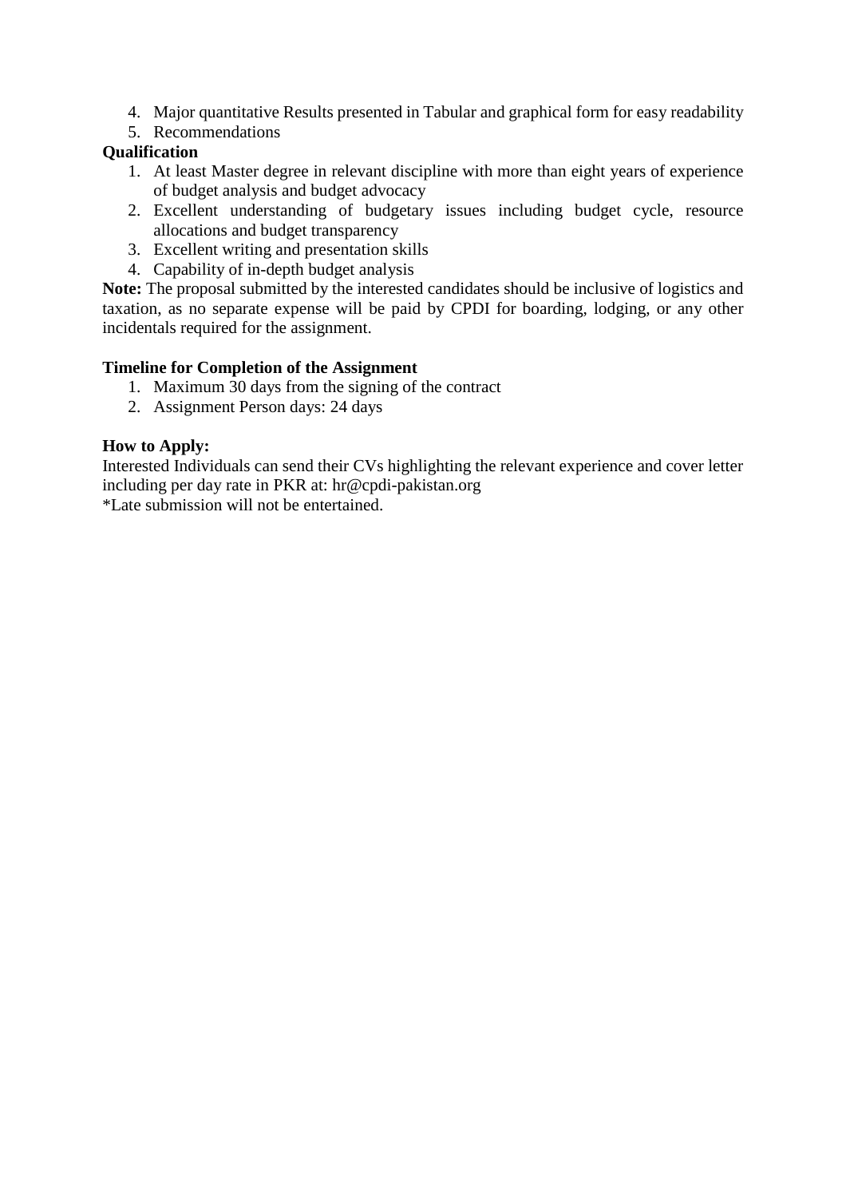4. Major quantitative Results presented in Tabular and graphical form for easy readability
5. Recommendations

**Qualification**

1. At least Master degree in relevant discipline with more than eight years of experience of budget analysis and budget advocacy
2. Excellent understanding of budgetary issues including budget cycle, resource allocations and budget transparency
3. Excellent writing and presentation skills
4. Capability of in-depth budget analysis

**Note:** The proposal submitted by the interested candidates should be inclusive of logistics and taxation, as no separate expense will be paid by CPDI for boarding, lodging, or any other incidentals required for the assignment.

**Timeline for Completion of the Assignment**

1. Maximum 30 days from the signing of the contract
2. Assignment Person days: 24 days

**How to Apply:**

Interested Individuals can send their CVs highlighting the relevant experience and cover letter including per day rate in PKR at: hr@cpdi-pakistan.org

*Late submission will not be entertained.